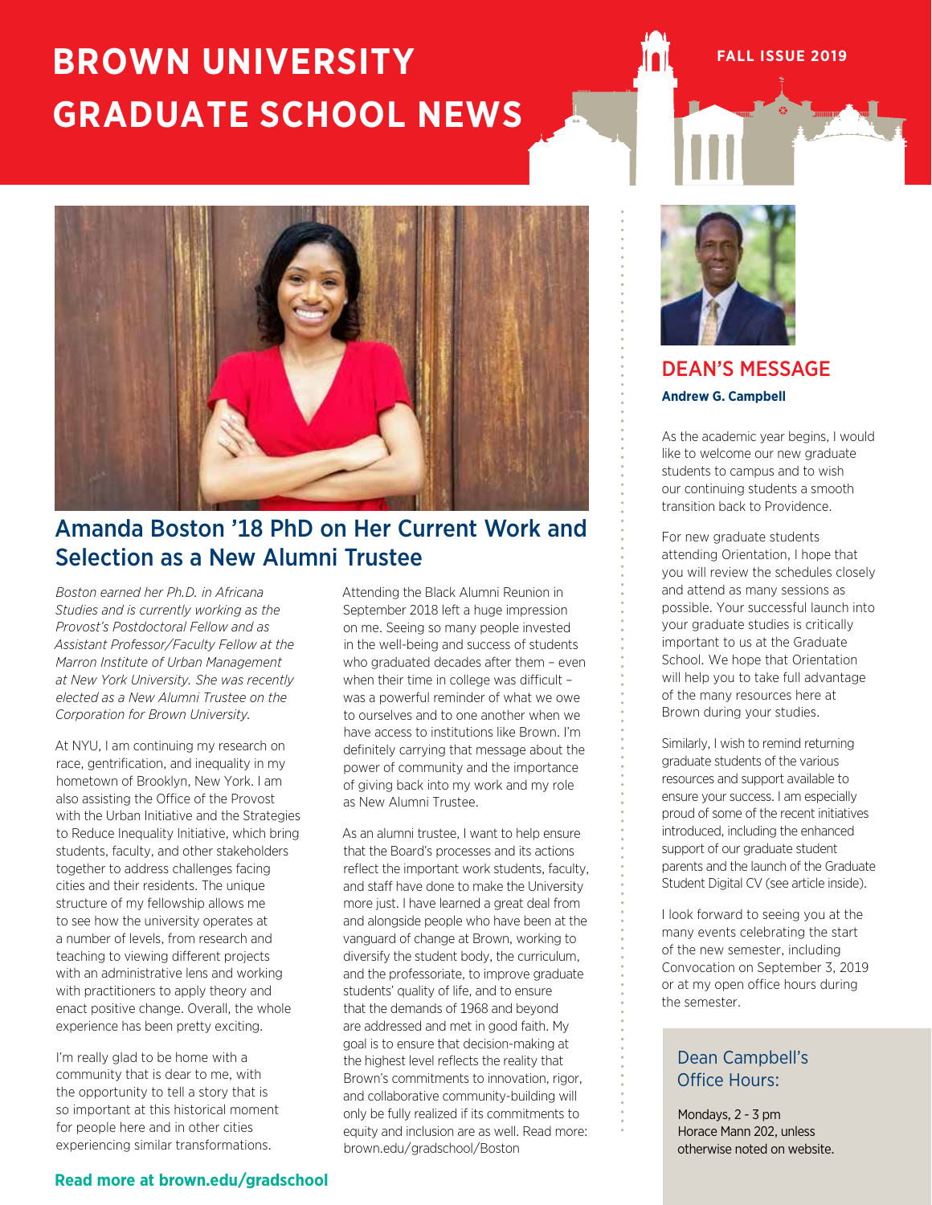# BROWN UNIVERSITY GRADUATE SCHOOL NEWS

FALL ISSUE 2019

## Amanda Boston '18 PhD on Her Current Work and Selection as a New Alumni Trustee

*Boston earned her Ph.D. in Africana Studies and is currently working as the Provost's Postdoctoral Fellow and as Assistant Professor/Faculty Fellow at the Marron Institute of Urban Management at New York University. She was recently elected as a New Alumni Trustee on the Corporation for Brown University.*

At NYU, I am continuing my research on race, gentrification, and inequality in my hometown of Brooklyn, New York. I am also assisting the Office of the Provost with the Urban Initiative and the Strategies to Reduce Inequality Initiative, which bring students, faculty, and other stakeholders together to address challenges facing cities and their residents. The unique structure of my fellowship allows me to see how the university operates at a number of levels, from research and teaching to viewing different projects with an administrative lens and working with practitioners to apply theory and enact positive change. Overall, the whole experience has been pretty exciting.

I'm really glad to be home with a community that is dear to me, with the opportunity to tell a story that is so important at this historical moment for people here and in other cities experiencing similar transformations.

Attending the Black Alumni Reunion in September 2018 left a huge impression on me. Seeing so many people invested in the well-being and success of students who graduated decades after them – even when their time in college was difficult – was a powerful reminder of what we owe to ourselves and to one another when we have access to institutions like Brown. I'm definitely carrying that message about the power of community and the importance of giving back into my work and my role as New Alumni Trustee.

As an alumni trustee, I want to help ensure that the Board's processes and its actions reflect the important work students, faculty, and staff have done to make the University more just. I have learned a great deal from and alongside people who have been at the vanguard of change at Brown, working to diversify the student body, the curriculum, and the professoriate, to improve graduate students' quality of life, and to ensure that the demands of 1968 and beyond are addressed and met in good faith. My goal is to ensure that decision-making at the highest level reflects the reality that Brown's commitments to innovation, rigor, and collaborative community-building will only be fully realized if its commitments to equity and inclusion are as well. Read more: brown.edu/gradschool/Boston

**Read more at brown.edu/gradschool**

## DEAN'S MESSAGE

**Andrew G. Campbell**

As the academic year begins, I would like to welcome our new graduate students to campus and to wish our continuing students a smooth transition back to Providence.

For new graduate students attending Orientation, I hope that you will review the schedules closely and attend as many sessions as possible. Your successful launch into your graduate studies is critically important to us at the Graduate School. We hope that Orientation will help you to take full advantage of the many resources here at Brown during your studies.

Similarly, I wish to remind returning graduate students of the various resources and support available to ensure your success. I am especially proud of some of the recent initiatives introduced, including the enhanced support of our graduate student parents and the launch of the Graduate Student Digital CV (see article inside).

I look forward to seeing you at the many events celebrating the start of the new semester, including Convocation on September 3, 2019 or at my open office hours during the semester.

### Dean Campbell's Office Hours:

Mondays, 2 - 3 pm
Horace Mann 202, unless otherwise noted on website.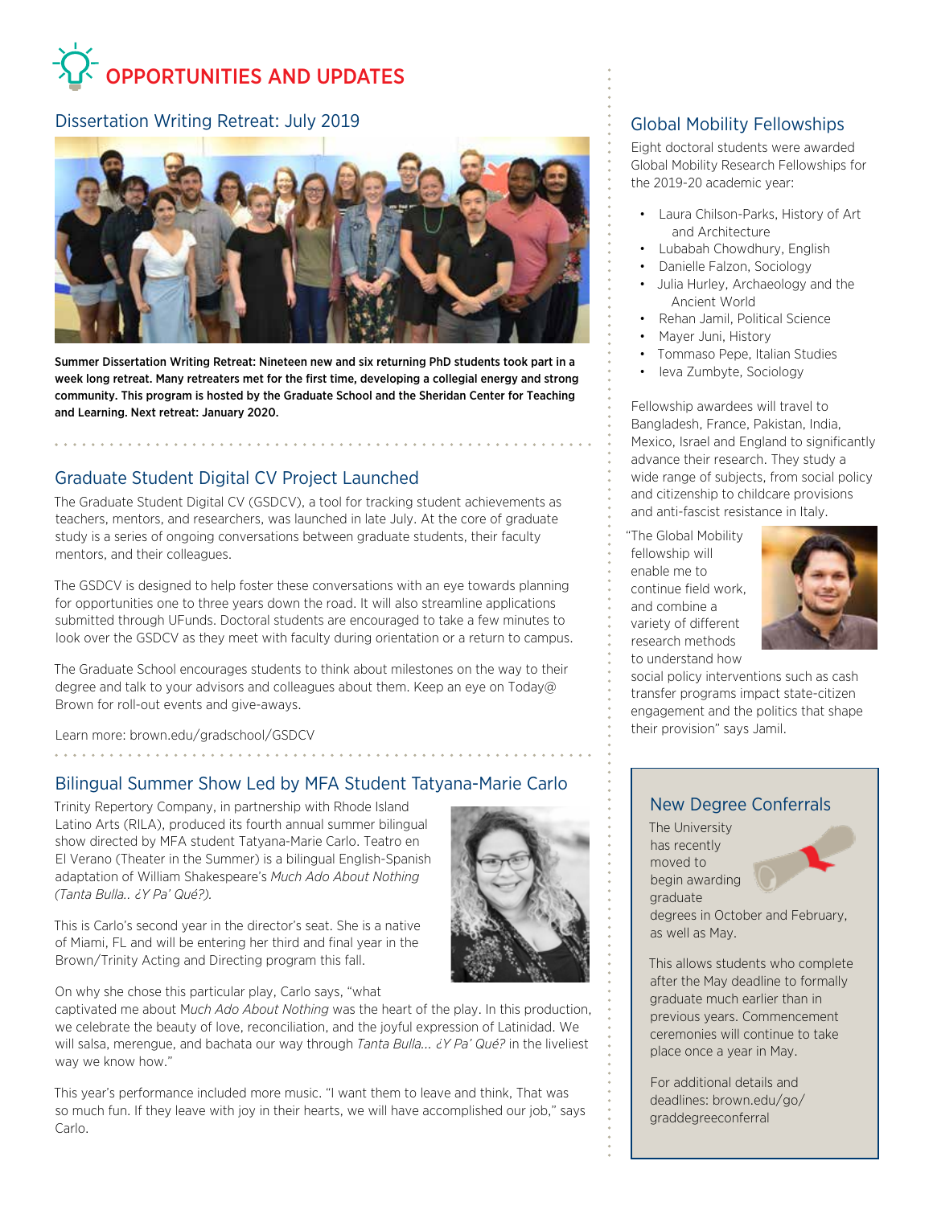# OPPORTUNITIES AND UPDATES

## Dissertation Writing Retreat: July 2019

**Summer Dissertation Writing Retreat: Nineteen new and six returning PhD students took part in a week long retreat. Many retreaters met for the first time, developing a collegial energy and strong community. This program is hosted by the Graduate School and the Sheridan Center for Teaching and Learning. Next retreat: January 2020.**

## Graduate Student Digital CV Project Launched

The Graduate Student Digital CV (GSDCV), a tool for tracking student achievements as teachers, mentors, and researchers, was launched in late July. At the core of graduate study is a series of ongoing conversations between graduate students, their faculty mentors, and their colleagues.

The GSDCV is designed to help foster these conversations with an eye towards planning for opportunities one to three years down the road. It will also streamline applications submitted through UFunds. Doctoral students are encouraged to take a few minutes to look over the GSDCV as they meet with faculty during orientation or a return to campus.

The Graduate School encourages students to think about milestones on the way to their degree and talk to your advisors and colleagues about them. Keep an eye on Today@ Brown for roll-out events and give-aways.

Learn more: brown.edu/gradschool/GSDCV

## Bilingual Summer Show Led by MFA Student Tatyana-Marie Carlo

Trinity Repertory Company, in partnership with Rhode Island Latino Arts (RILA), produced its fourth annual summer bilingual show directed by MFA student Tatyana-Marie Carlo. Teatro en El Verano (Theater in the Summer) is a bilingual English-Spanish adaptation of William Shakespeare's *Much Ado About Nothing (Tanta Bulla.. ¿Y Pa' Qué?).*

This is Carlo's second year in the director's seat. She is a native of Miami, FL and will be entering her third and final year in the Brown/Trinity Acting and Directing program this fall.

On why she chose this particular play, Carlo says, "what captivated me about M*uch Ado About Nothing* was the heart of the play. In this production, we celebrate the beauty of love, reconciliation, and the joyful expression of Latinidad. We will salsa, merengue, and bachata our way through *Tanta Bulla... ¿Y Pa' Qué?* in the liveliest way we know how."

This year's performance included more music. "I want them to leave and think, That was so much fun. If they leave with joy in their hearts, we will have accomplished our job," says Carlo.

## Global Mobility Fellowships

Eight doctoral students were awarded Global Mobility Research Fellowships for the 2019-20 academic year:

- Laura Chilson-Parks, History of Art and Architecture
- Lubabah Chowdhury, English
- Danielle Falzon, Sociology
- Julia Hurley, Archaeology and the Ancient World
- Rehan Jamil, Political Science
- Mayer Juni, History
- Tommaso Pepe, Italian Studies
- Ieva Zumbyte, Sociology

Fellowship awardees will travel to Bangladesh, France, Pakistan, India, Mexico, Israel and England to significantly advance their research. They study a wide range of subjects, from social policy and citizenship to childcare provisions and anti-fascist resistance in Italy.

"The Global Mobility fellowship will enable me to continue field work, and combine a variety of different research methods to understand how social policy interventions such as cash transfer programs impact state-citizen engagement and the politics that shape their provision" says Jamil.

## New Degree Conferrals

The University has recently moved to begin awarding graduate degrees in October and February, as well as May.

This allows students who complete after the May deadline to formally graduate much earlier than in previous years. Commencement ceremonies will continue to take place once a year in May.

For additional details and deadlines: brown.edu/go/graddegreeconferral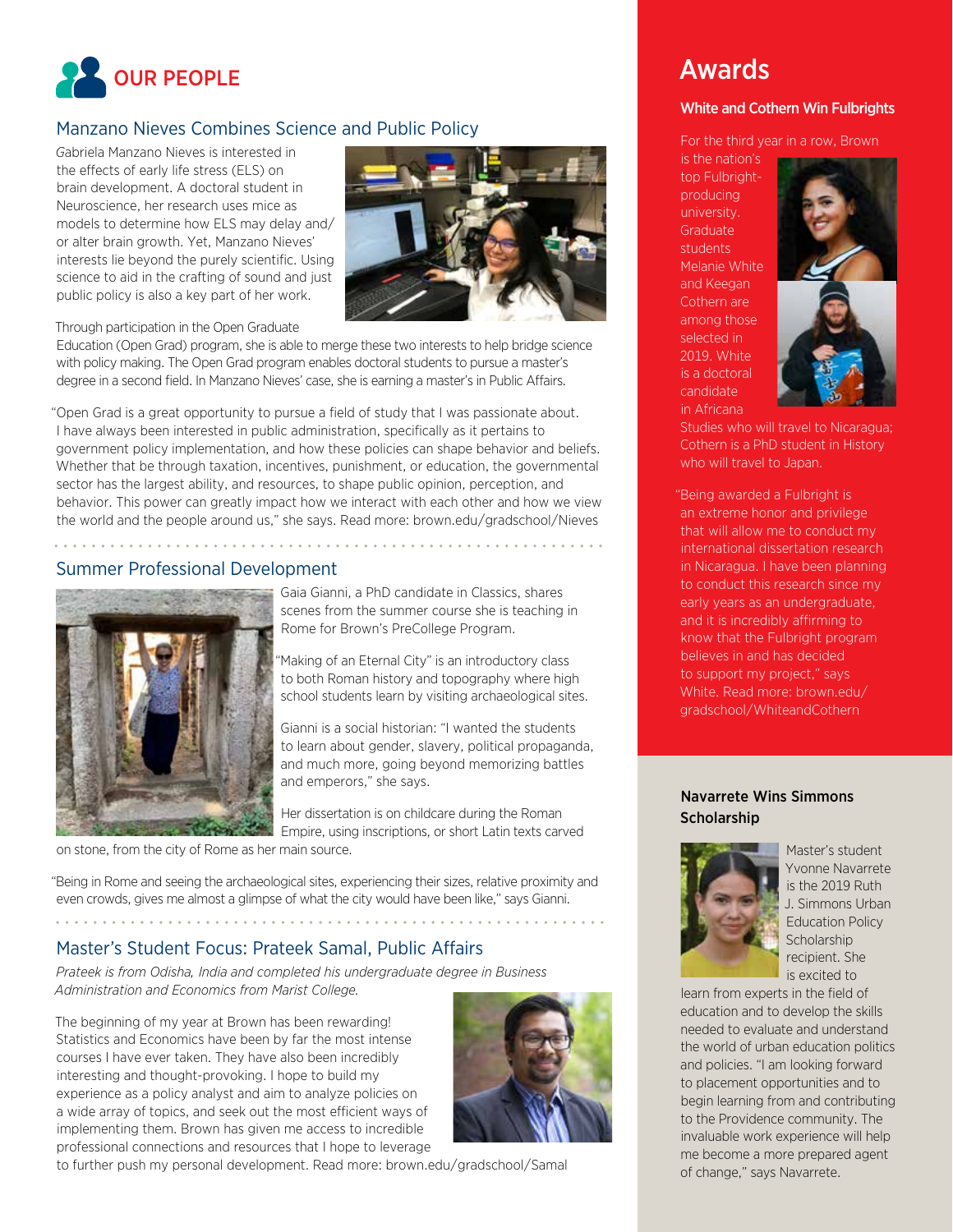# OUR PEOPLE

## Manzano Nieves Combines Science and Public Policy

Gabriela Manzano Nieves is interested in the effects of early life stress (ELS) on brain development. A doctoral student in Neuroscience, her research uses mice as models to determine how ELS may delay and/or alter brain growth. Yet, Manzano Nieves' interests lie beyond the purely scientific. Using science to aid in the crafting of sound and just public policy is also a key part of her work.

Through participation in the Open Graduate Education (Open Grad) program, she is able to merge these two interests to help bridge science with policy making. The Open Grad program enables doctoral students to pursue a master's degree in a second field. In Manzano Nieves' case, she is earning a master's in Public Affairs.

"Open Grad is a great opportunity to pursue a field of study that I was passionate about. I have always been interested in public administration, specifically as it pertains to government policy implementation, and how these policies can shape behavior and beliefs. Whether that be through taxation, incentives, punishment, or education, the governmental sector has the largest ability, and resources, to shape public opinion, perception, and behavior. This power can greatly impact how we interact with each other and how we view the world and the people around us," she says. Read more: brown.edu/gradschool/Nieves

## Summer Professional Development

Gaia Gianni, a PhD candidate in Classics, shares scenes from the summer course she is teaching in Rome for Brown's PreCollege Program.

"Making of an Eternal City" is an introductory class to both Roman history and topography where high school students learn by visiting archaeological sites.

Gianni is a social historian: "I wanted the students to learn about gender, slavery, political propaganda, and much more, going beyond memorizing battles and emperors," she says.

Her dissertation is on childcare during the Roman Empire, using inscriptions, or short Latin texts carved on stone, from the city of Rome as her main source.

"Being in Rome and seeing the archaeological sites, experiencing their sizes, relative proximity and even crowds, gives me almost a glimpse of what the city would have been like," says Gianni.

## Master's Student Focus: Prateek Samal, Public Affairs

*Prateek is from Odisha, India and completed his undergraduate degree in Business Administration and Economics from Marist College.*

The beginning of my year at Brown has been rewarding! Statistics and Economics have been by far the most intense courses I have ever taken. They have also been incredibly interesting and thought-provoking. I hope to build my experience as a policy analyst and aim to analyze policies on a wide array of topics, and seek out the most efficient ways of implementing them. Brown has given me access to incredible professional connections and resources that I hope to leverage to further push my personal development. Read more: brown.edu/gradschool/Samal

# Awards

### White and Cothern Win Fulbrights

For the third year in a row, Brown is the nation's top Fulbright-producing university. Graduate students Melanie White and Keegan Cothern are among those selected in 2019. White is a doctoral candidate in Africana Studies who will travel to Nicaragua; Cothern is a PhD student in History who will travel to Japan.

"Being awarded a Fulbright is an extreme honor and privilege that will allow me to conduct my international dissertation research in Nicaragua. I have been planning to conduct this research since my early years as an undergraduate, and it is incredibly affirming to know that the Fulbright program believes in and has decided to support my project," says White. Read more: brown.edu/gradschool/WhiteandCothern

### Navarrete Wins Simmons Scholarship

Master's student Yvonne Navarrete is the 2019 Ruth J. Simmons Urban Education Policy Scholarship recipient. She is excited to learn from experts in the field of education and to develop the skills needed to evaluate and understand the world of urban education politics and policies. "I am looking forward to placement opportunities and to begin learning from and contributing to the Providence community. The invaluable work experience will help me become a more prepared agent of change," says Navarrete.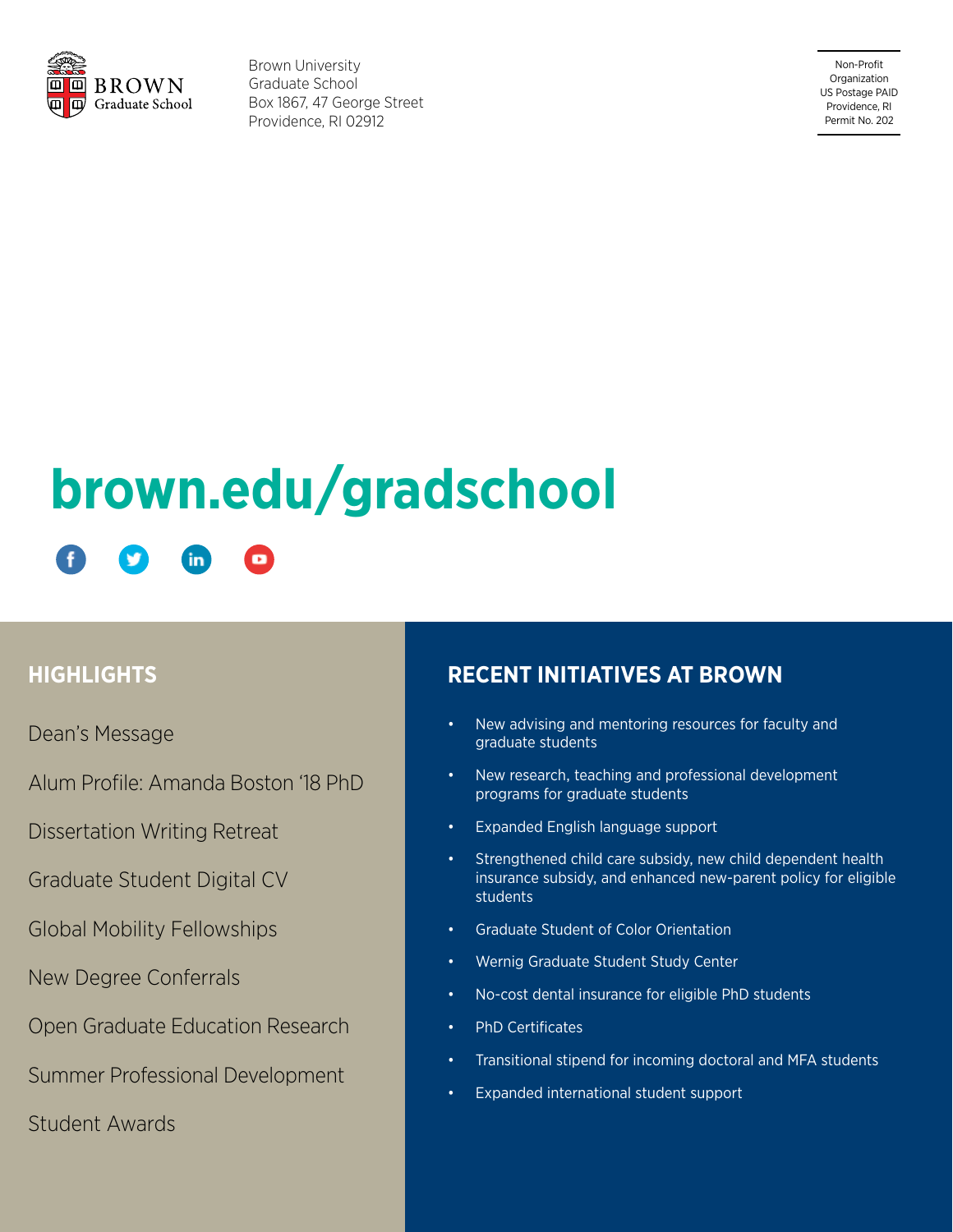BROWN Graduate School

Brown University
Graduate School
Box 1867, 47 George Street
Providence, RI 02912

Non-Profit
Organization
US Postage PAID
Providence, RI
Permit No. 202

# brown.edu/gradschool

## HIGHLIGHTS

Dean's Message

Alum Profile: Amanda Boston '18 PhD

Dissertation Writing Retreat

Graduate Student Digital CV

Global Mobility Fellowships

New Degree Conferrals

Open Graduate Education Research

Summer Professional Development

Student Awards

## RECENT INITIATIVES AT BROWN

- New advising and mentoring resources for faculty and graduate students
- New research, teaching and professional development programs for graduate students
- Expanded English language support
- Strengthened child care subsidy, new child dependent health insurance subsidy, and enhanced new-parent policy for eligible students
- Graduate Student of Color Orientation
- Wernig Graduate Student Study Center
- No-cost dental insurance for eligible PhD students
- PhD Certificates
- Transitional stipend for incoming doctoral and MFA students
- Expanded international student support